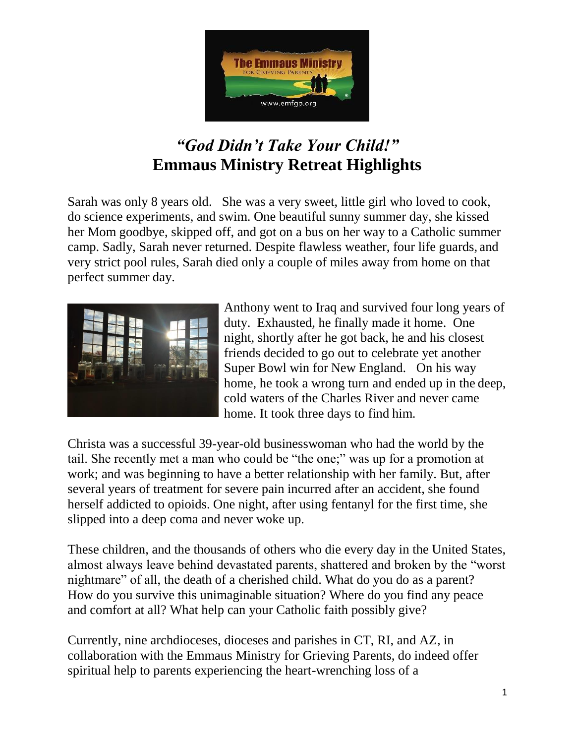# *"God Didn't Take Your Child!"*
# **Emmaus Ministry Retreat Highlights**

Sarah was only 8 years old. She was a very sweet, little girl who loved to cook, do science experiments, and swim. One beautiful sunny summer day, she kissed her Mom goodbye, skipped off, and got on a bus on her way to a Catholic summer camp. Sadly, Sarah never returned. Despite flawless weather, four life guards, and very strict pool rules, Sarah died only a couple of miles away from home on that perfect summer day.

Anthony went to Iraq and survived four long years of duty. Exhausted, he finally made it home. One night, shortly after he got back, he and his closest friends decided to go out to celebrate yet another Super Bowl win for New England. On his way home, he took a wrong turn and ended up in the deep, cold waters of the Charles River and never came home. It took three days to find him.

Christa was a successful 39-year-old businesswoman who had the world by the tail. She recently met a man who could be "the one;" was up for a promotion at work; and was beginning to have a better relationship with her family. But, after several years of treatment for severe pain incurred after an accident, she found herself addicted to opioids. One night, after using fentanyl for the first time, she slipped into a deep coma and never woke up.

These children, and the thousands of others who die every day in the United States, almost always leave behind devastated parents, shattered and broken by the "worst nightmare" of all, the death of a cherished child. What do you do as a parent? How do you survive this unimaginable situation? Where do you find any peace and comfort at all? What help can your Catholic faith possibly give?

Currently, nine archdioceses, dioceses and parishes in CT, RI, and AZ, in collaboration with the Emmaus Ministry for Grieving Parents, do indeed offer spiritual help to parents experiencing the heart-wrenching loss of a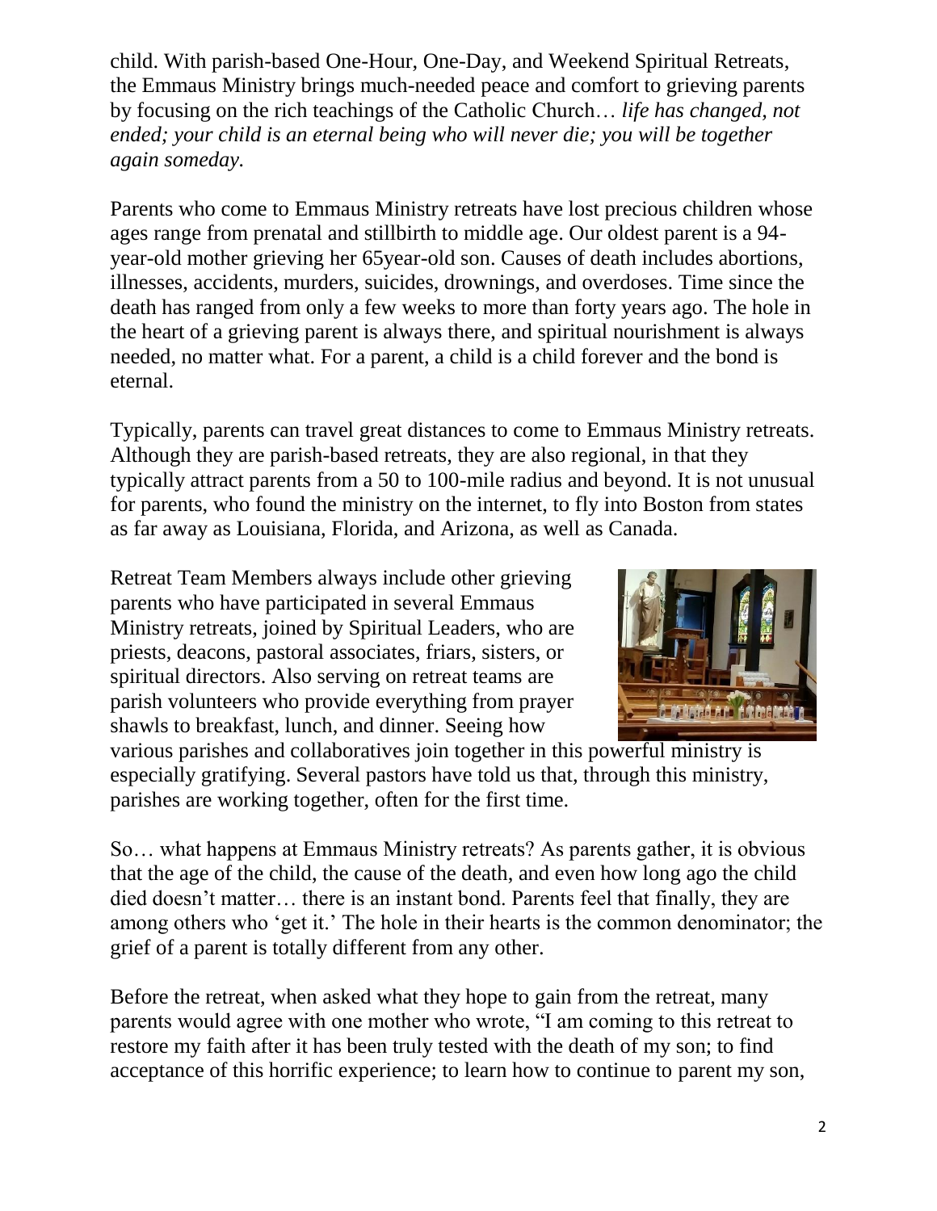child. With parish-based One-Hour, One-Day, and Weekend Spiritual Retreats, the Emmaus Ministry brings much-needed peace and comfort to grieving parents by focusing on the rich teachings of the Catholic Church… *life has changed, not ended; your child is an eternal being who will never die; you will be together again someday.*

Parents who come to Emmaus Ministry retreats have lost precious children whose ages range from prenatal and stillbirth to middle age. Our oldest parent is a 94-year-old mother grieving her 65year-old son. Causes of death includes abortions, illnesses, accidents, murders, suicides, drownings, and overdoses. Time since the death has ranged from only a few weeks to more than forty years ago. The hole in the heart of a grieving parent is always there, and spiritual nourishment is always needed, no matter what. For a parent, a child is a child forever and the bond is eternal.

Typically, parents can travel great distances to come to Emmaus Ministry retreats. Although they are parish-based retreats, they are also regional, in that they typically attract parents from a 50 to 100-mile radius and beyond. It is not unusual for parents, who found the ministry on the internet, to fly into Boston from states as far away as Louisiana, Florida, and Arizona, as well as Canada.

Retreat Team Members always include other grieving parents who have participated in several Emmaus Ministry retreats, joined by Spiritual Leaders, who are priests, deacons, pastoral associates, friars, sisters, or spiritual directors. Also serving on retreat teams are parish volunteers who provide everything from prayer shawls to breakfast, lunch, and dinner. Seeing how various parishes and collaboratives join together in this powerful ministry is especially gratifying. Several pastors have told us that, through this ministry, parishes are working together, often for the first time.

So… what happens at Emmaus Ministry retreats? As parents gather, it is obvious that the age of the child, the cause of the death, and even how long ago the child died doesn't matter… there is an instant bond. Parents feel that finally, they are among others who 'get it.' The hole in their hearts is the common denominator; the grief of a parent is totally different from any other.

Before the retreat, when asked what they hope to gain from the retreat, many parents would agree with one mother who wrote, "I am coming to this retreat to restore my faith after it has been truly tested with the death of my son; to find acceptance of this horrific experience; to learn how to continue to parent my son,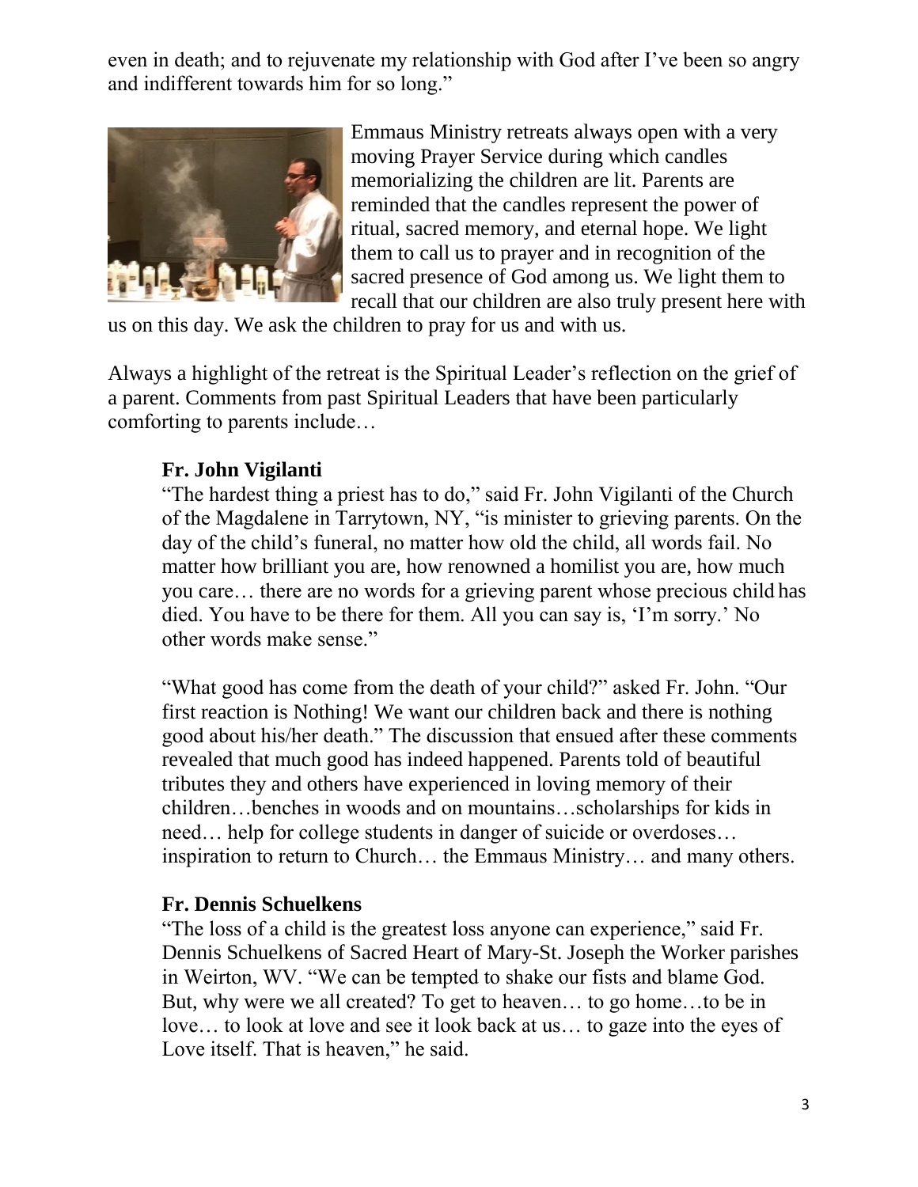even in death; and to rejuvenate my relationship with God after I've been so angry and indifferent towards him for so long."

Emmaus Ministry retreats always open with a very moving Prayer Service during which candles memorializing the children are lit. Parents are reminded that the candles represent the power of ritual, sacred memory, and eternal hope. We light them to call us to prayer and in recognition of the sacred presence of God among us. We light them to recall that our children are also truly present here with us on this day. We ask the children to pray for us and with us.

Always a highlight of the retreat is the Spiritual Leader's reflection on the grief of a parent. Comments from past Spiritual Leaders that have been particularly comforting to parents include…

**Fr. John Vigilanti**

"The hardest thing a priest has to do," said Fr. John Vigilanti of the Church of the Magdalene in Tarrytown, NY, "is minister to grieving parents. On the day of the child's funeral, no matter how old the child, all words fail. No matter how brilliant you are, how renowned a homilist you are, how much you care… there are no words for a grieving parent whose precious child has died. You have to be there for them. All you can say is, 'I'm sorry.' No other words make sense."

"What good has come from the death of your child?" asked Fr. John. "Our first reaction is Nothing! We want our children back and there is nothing good about his/her death." The discussion that ensued after these comments revealed that much good has indeed happened. Parents told of beautiful tributes they and others have experienced in loving memory of their children…benches in woods and on mountains…scholarships for kids in need… help for college students in danger of suicide or overdoses… inspiration to return to Church… the Emmaus Ministry… and many others.

**Fr. Dennis Schuelkens**

"The loss of a child is the greatest loss anyone can experience," said Fr. Dennis Schuelkens of Sacred Heart of Mary-St. Joseph the Worker parishes in Weirton, WV. "We can be tempted to shake our fists and blame God. But, why were we all created? To get to heaven… to go home…to be in love… to look at love and see it look back at us… to gaze into the eyes of Love itself. That is heaven," he said.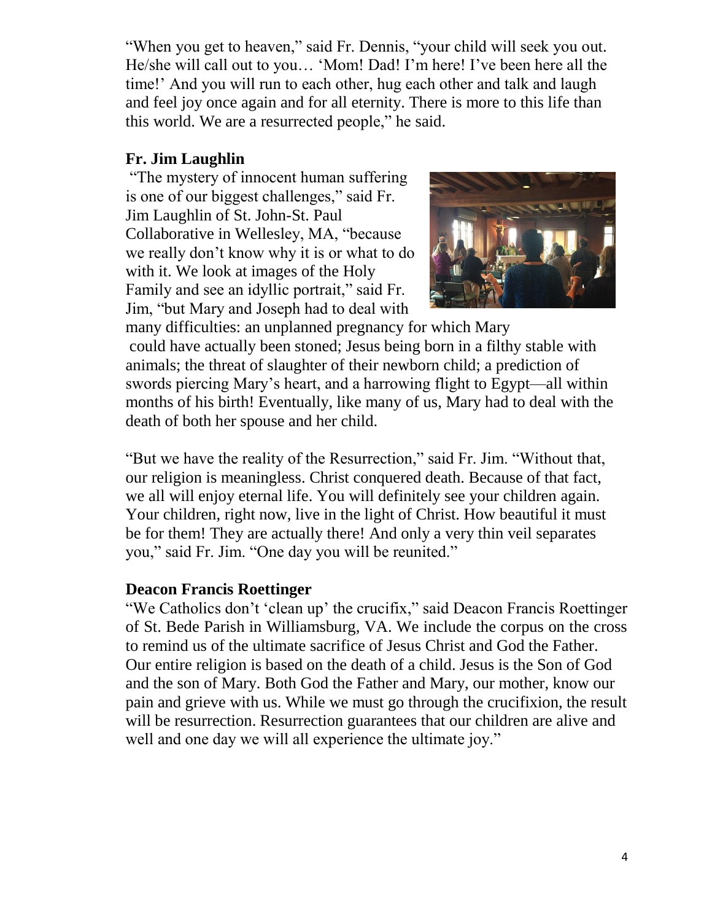"When you get to heaven," said Fr. Dennis, "your child will seek you out. He/she will call out to you… 'Mom! Dad! I'm here! I've been here all the time!' And you will run to each other, hug each other and talk and laugh and feel joy once again and for all eternity. There is more to this life than this world. We are a resurrected people," he said.

**Fr. Jim Laughlin**

"The mystery of innocent human suffering is one of our biggest challenges," said Fr. Jim Laughlin of St. John-St. Paul Collaborative in Wellesley, MA, "because we really don't know why it is or what to do with it. We look at images of the Holy Family and see an idyllic portrait," said Fr. Jim, "but Mary and Joseph had to deal with many difficulties: an unplanned pregnancy for which Mary could have actually been stoned; Jesus being born in a filthy stable with animals; the threat of slaughter of their newborn child; a prediction of swords piercing Mary's heart, and a harrowing flight to Egypt—all within months of his birth! Eventually, like many of us, Mary had to deal with the death of both her spouse and her child.

"But we have the reality of the Resurrection," said Fr. Jim. "Without that, our religion is meaningless. Christ conquered death. Because of that fact, we all will enjoy eternal life. You will definitely see your children again. Your children, right now, live in the light of Christ. How beautiful it must be for them! They are actually there! And only a very thin veil separates you," said Fr. Jim. "One day you will be reunited."

**Deacon Francis Roettinger**

"We Catholics don't 'clean up' the crucifix," said Deacon Francis Roettinger of St. Bede Parish in Williamsburg, VA. We include the corpus on the cross to remind us of the ultimate sacrifice of Jesus Christ and God the Father. Our entire religion is based on the death of a child. Jesus is the Son of God and the son of Mary. Both God the Father and Mary, our mother, know our pain and grieve with us. While we must go through the crucifixion, the result will be resurrection. Resurrection guarantees that our children are alive and well and one day we will all experience the ultimate joy."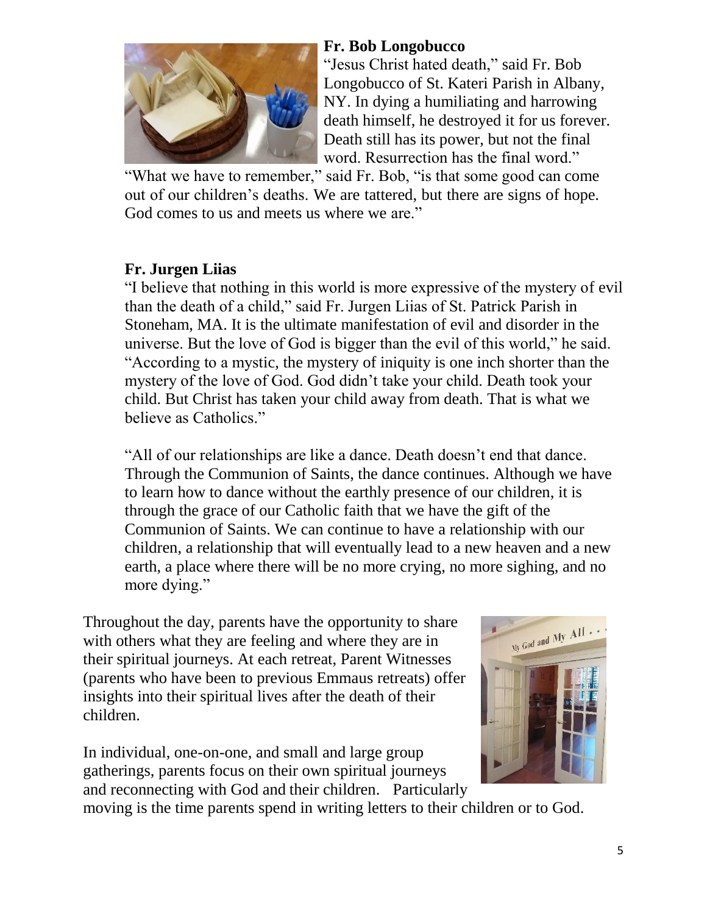**Fr. Bob Longobucco**

"Jesus Christ hated death," said Fr. Bob Longobucco of St. Kateri Parish in Albany, NY. In dying a humiliating and harrowing death himself, he destroyed it for us forever. Death still has its power, but not the final word. Resurrection has the final word."

"What we have to remember," said Fr. Bob, "is that some good can come out of our children's deaths. We are tattered, but there are signs of hope. God comes to us and meets us where we are."

**Fr. Jurgen Liias**

"I believe that nothing in this world is more expressive of the mystery of evil than the death of a child," said Fr. Jurgen Liias of St. Patrick Parish in Stoneham, MA. It is the ultimate manifestation of evil and disorder in the universe. But the love of God is bigger than the evil of this world," he said. "According to a mystic, the mystery of iniquity is one inch shorter than the mystery of the love of God. God didn't take your child. Death took your child. But Christ has taken your child away from death. That is what we believe as Catholics."

"All of our relationships are like a dance. Death doesn't end that dance. Through the Communion of Saints, the dance continues. Although we have to learn how to dance without the earthly presence of our children, it is through the grace of our Catholic faith that we have the gift of the Communion of Saints. We can continue to have a relationship with our children, a relationship that will eventually lead to a new heaven and a new earth, a place where there will be no more crying, no more sighing, and no more dying."

Throughout the day, parents have the opportunity to share with others what they are feeling and where they are in their spiritual journeys. At each retreat, Parent Witnesses (parents who have been to previous Emmaus retreats) offer insights into their spiritual lives after the death of their children.

In individual, one-on-one, and small and large group gatherings, parents focus on their own spiritual journeys and reconnecting with God and their children. Particularly moving is the time parents spend in writing letters to their children or to God.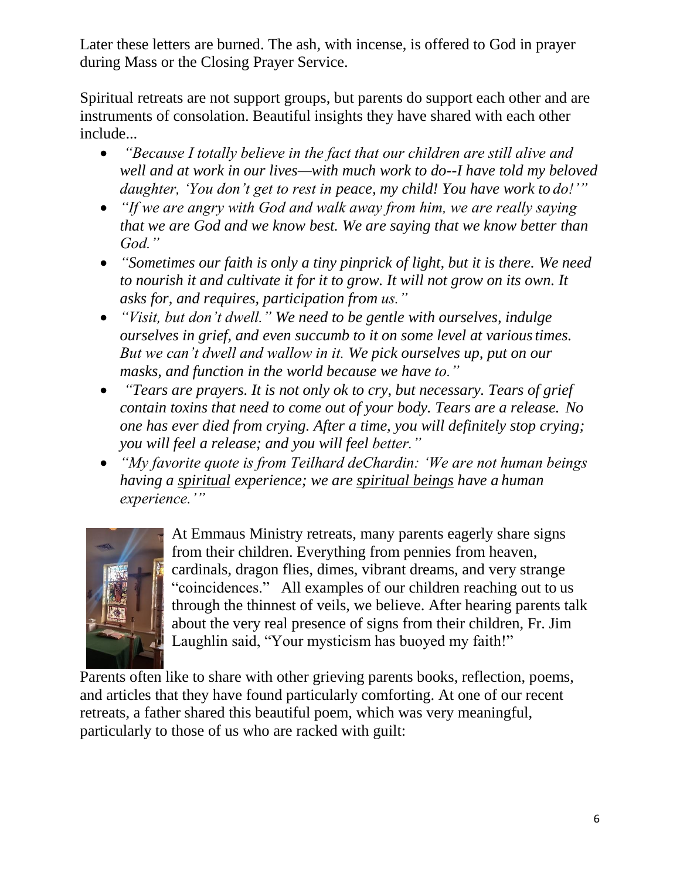Later these letters are burned. The ash, with incense, is offered to God in prayer during Mass or the Closing Prayer Service.

Spiritual retreats are not support groups, but parents do support each other and are instruments of consolation. Beautiful insights they have shared with each other include...

- *"Because I totally believe in the fact that our children are still alive and well and at work in our lives—with much work to do--I have told my beloved daughter, 'You don't get to rest in peace, my child! You have work to do!'"*
- *"If we are angry with God and walk away from him, we are really saying that we are God and we know best. We are saying that we know better than God."*
- *"Sometimes our faith is only a tiny pinprick of light, but it is there. We need to nourish it and cultivate it for it to grow. It will not grow on its own. It asks for, and requires, participation from us."*
- *"Visit, but don't dwell." We need to be gentle with ourselves, indulge ourselves in grief, and even succumb to it on some level at various times. But we can't dwell and wallow in it. We pick ourselves up, put on our masks, and function in the world because we have to."*
- *"Tears are prayers. It is not only ok to cry, but necessary. Tears of grief contain toxins that need to come out of your body. Tears are a release. No one has ever died from crying. After a time, you will definitely stop crying; you will feel a release; and you will feel better."*
- *"My favorite quote is from Teilhard deChardin: 'We are not human beings having a spiritual experience; we are spiritual beings have a human experience.'"*

At Emmaus Ministry retreats, many parents eagerly share signs from their children. Everything from pennies from heaven, cardinals, dragon flies, dimes, vibrant dreams, and very strange "coincidences." All examples of our children reaching out to us through the thinnest of veils, we believe. After hearing parents talk about the very real presence of signs from their children, Fr. Jim Laughlin said, "Your mysticism has buoyed my faith!"

Parents often like to share with other grieving parents books, reflection, poems, and articles that they have found particularly comforting. At one of our recent retreats, a father shared this beautiful poem, which was very meaningful, particularly to those of us who are racked with guilt: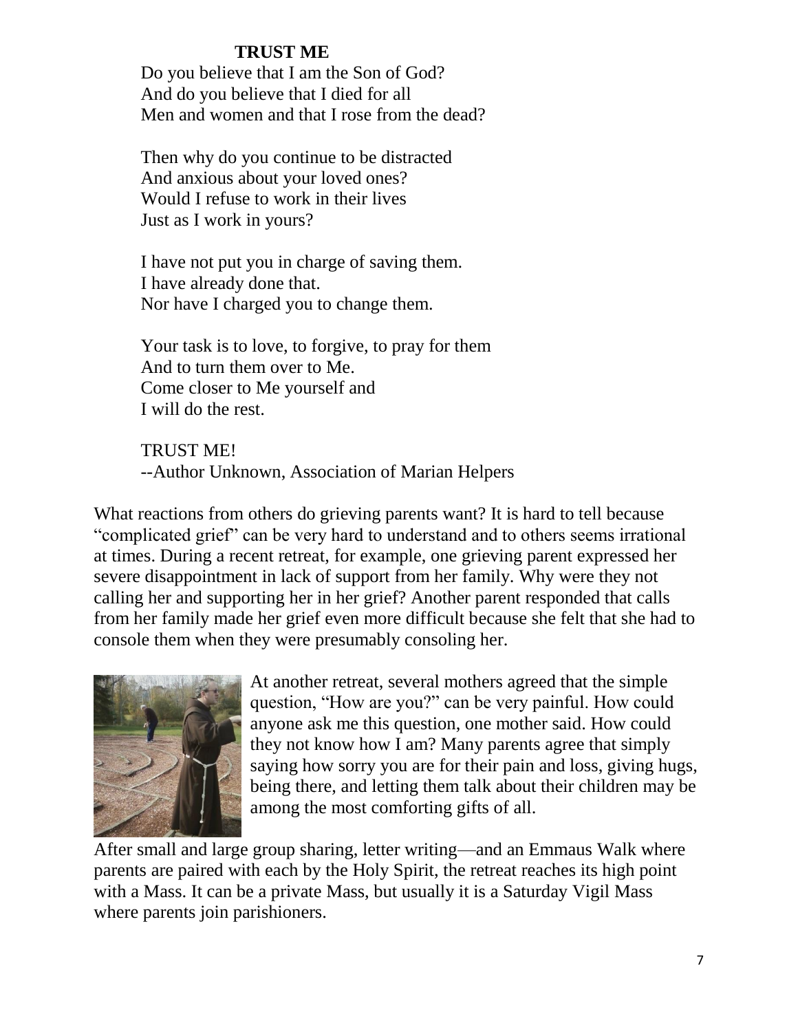**TRUST ME**

Do you believe that I am the Son of God?
And do you believe that I died for all
Men and women and that I rose from the dead?

Then why do you continue to be distracted
And anxious about your loved ones?
Would I refuse to work in their lives
Just as I work in yours?

I have not put you in charge of saving them.
I have already done that.
Nor have I charged you to change them.

Your task is to love, to forgive, to pray for them
And to turn them over to Me.
Come closer to Me yourself and
I will do the rest.

TRUST ME!
--Author Unknown, Association of Marian Helpers

What reactions from others do grieving parents want? It is hard to tell because "complicated grief" can be very hard to understand and to others seems irrational at times. During a recent retreat, for example, one grieving parent expressed her severe disappointment in lack of support from her family. Why were they not calling her and supporting her in her grief? Another parent responded that calls from her family made her grief even more difficult because she felt that she had to console them when they were presumably consoling her.

At another retreat, several mothers agreed that the simple question, "How are you?" can be very painful. How could anyone ask me this question, one mother said. How could they not know how I am? Many parents agree that simply saying how sorry you are for their pain and loss, giving hugs, being there, and letting them talk about their children may be among the most comforting gifts of all.

After small and large group sharing, letter writing—and an Emmaus Walk where parents are paired with each by the Holy Spirit, the retreat reaches its high point with a Mass. It can be a private Mass, but usually it is a Saturday Vigil Mass where parents join parishioners.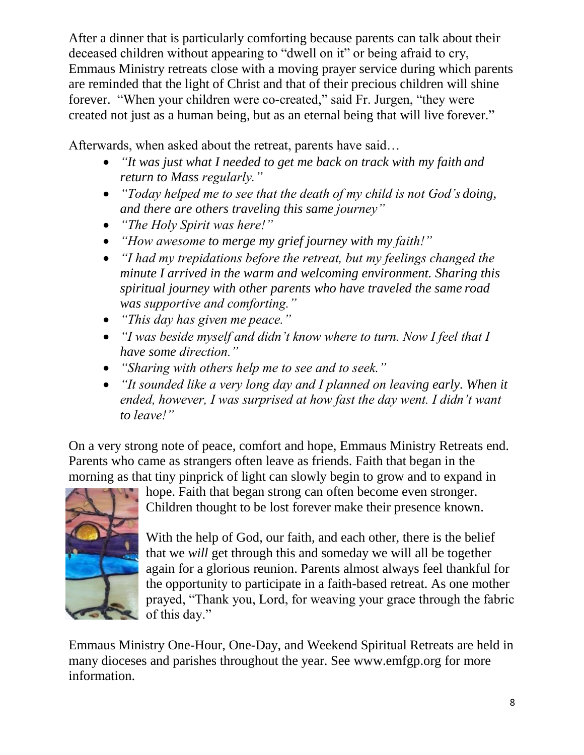After a dinner that is particularly comforting because parents can talk about their deceased children without appearing to "dwell on it" or being afraid to cry, Emmaus Ministry retreats close with a moving prayer service during which parents are reminded that the light of Christ and that of their precious children will shine forever. "When your children were co-created," said Fr. Jurgen, "they were created not just as a human being, but as an eternal being that will live forever."

Afterwards, when asked about the retreat, parents have said…

- *"It was just what I needed to get me back on track with my faith and return to Mass regularly."*
- *"Today helped me to see that the death of my child is not God's doing, and there are others traveling this same journey"*
- *"The Holy Spirit was here!"*
- *"How awesome to merge my grief journey with my faith!"*
- *"I had my trepidations before the retreat, but my feelings changed the minute I arrived in the warm and welcoming environment. Sharing this spiritual journey with other parents who have traveled the same road was supportive and comforting."*
- *"This day has given me peace."*
- *"I was beside myself and didn't know where to turn. Now I feel that I have some direction."*
- *"Sharing with others help me to see and to seek."*
- *"It sounded like a very long day and I planned on leaving early. When it ended, however, I was surprised at how fast the day went. I didn't want to leave!"*

On a very strong note of peace, comfort and hope, Emmaus Ministry Retreats end. Parents who came as strangers often leave as friends. Faith that began in the morning as that tiny pinprick of light can slowly begin to grow and to expand in hope. Faith that began strong can often become even stronger. Children thought to be lost forever make their presence known.

With the help of God, our faith, and each other, there is the belief that we *will* get through this and someday we will all be together again for a glorious reunion. Parents almost always feel thankful for the opportunity to participate in a faith-based retreat. As one mother prayed, "Thank you, Lord, for weaving your grace through the fabric of this day."

Emmaus Ministry One-Hour, One-Day, and Weekend Spiritual Retreats are held in many dioceses and parishes throughout the year. See www.emfgp.org for more information.